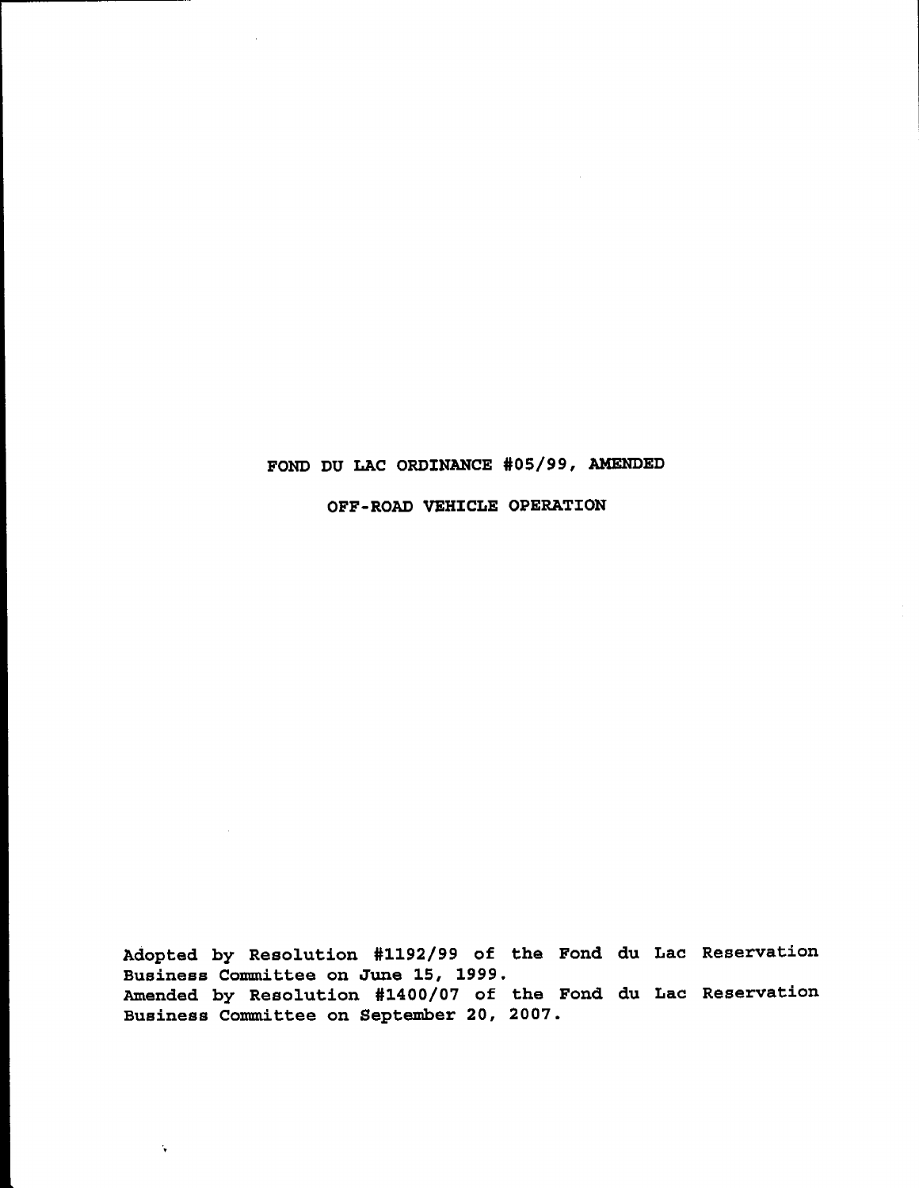# FOND DU LAC ORDINANCE #05/99, AMENDED

## OFF-ROAD VEHICLE OPERATION

Adopted by Resolution #1192/99 of the Fond du Lac Reservation Business Committee on June 15, 1999.
Amended by Resolution #1400/07 of the Fond du Lac Reservation Business Committee on September 20, 2007.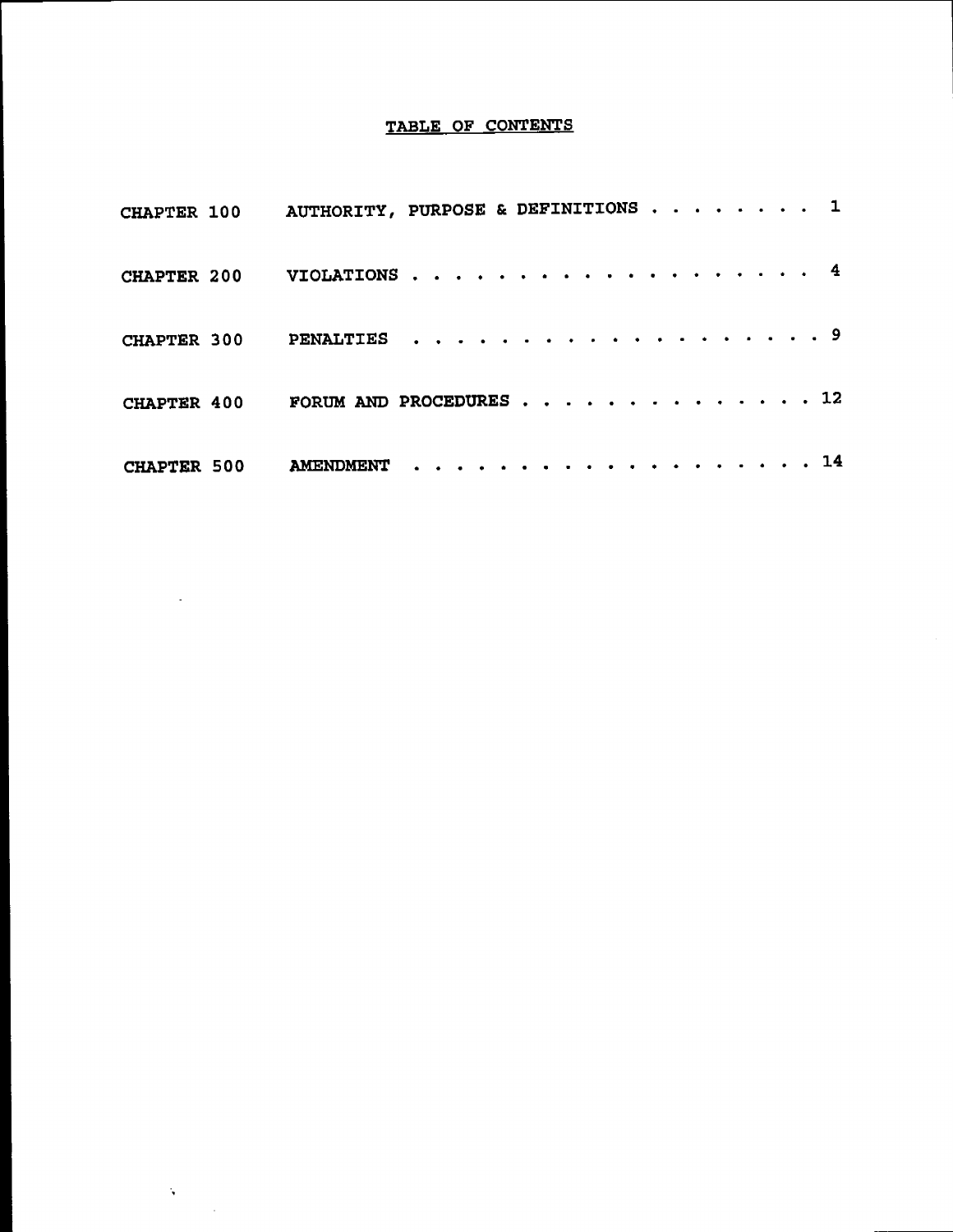# TABLE OF CONTENTS

| | | |
|---|---|---|
| CHAPTER 100 | AUTHORITY, PURPOSE & DEFINITIONS | 1 |
| CHAPTER 200 | VIOLATIONS | 4 |
| CHAPTER 300 | PENALTIES | 9 |
| CHAPTER 400 | FORUM AND PROCEDURES | 12 |
| CHAPTER 500 | AMENDMENT | 14 |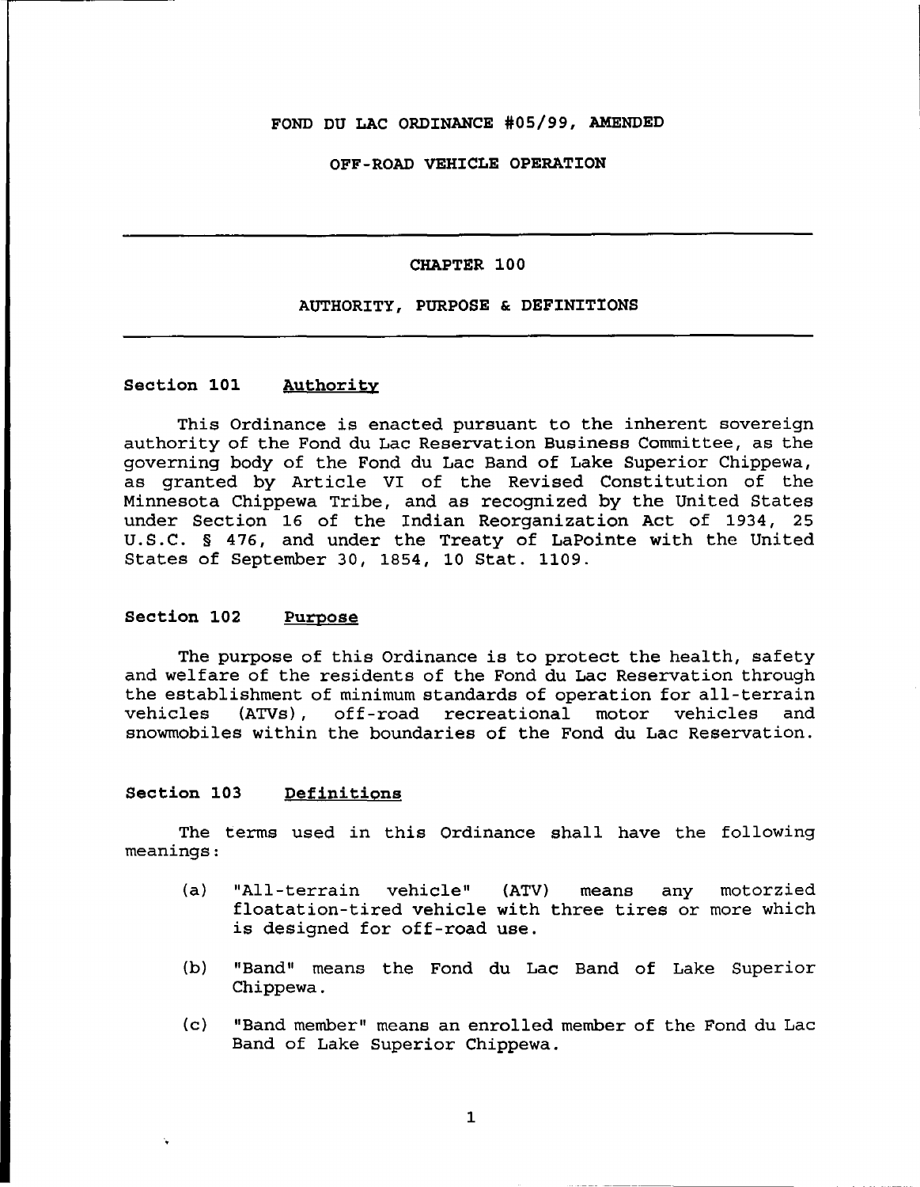# FOND DU LAC ORDINANCE #05/99, AMENDED

## OFF-ROAD VEHICLE OPERATION

---

## CHAPTER 100

## AUTHORITY, PURPOSE & DEFINITIONS

---

### Section 101 Authority

This Ordinance is enacted pursuant to the inherent sovereign authority of the Fond du Lac Reservation Business Committee, as the governing body of the Fond du Lac Band of Lake Superior Chippewa, as granted by Article VI of the Revised Constitution of the Minnesota Chippewa Tribe, and as recognized by the United States under Section 16 of the Indian Reorganization Act of 1934, 25 U.S.C. § 476, and under the Treaty of LaPointe with the United States of September 30, 1854, 10 Stat. 1109.

### Section 102 Purpose

The purpose of this Ordinance is to protect the health, safety and welfare of the residents of the Fond du Lac Reservation through the establishment of minimum standards of operation for all-terrain vehicles (ATVs), off-road recreational motor vehicles and snowmobiles within the boundaries of the Fond du Lac Reservation.

### Section 103 Definitions

The terms used in this Ordinance shall have the following meanings:

(a) "All-terrain vehicle" (ATV) means any motorzied floatation-tired vehicle with three tires or more which is designed for off-road use.

(b) "Band" means the Fond du Lac Band of Lake Superior Chippewa.

(c) "Band member" means an enrolled member of the Fond du Lac Band of Lake Superior Chippewa.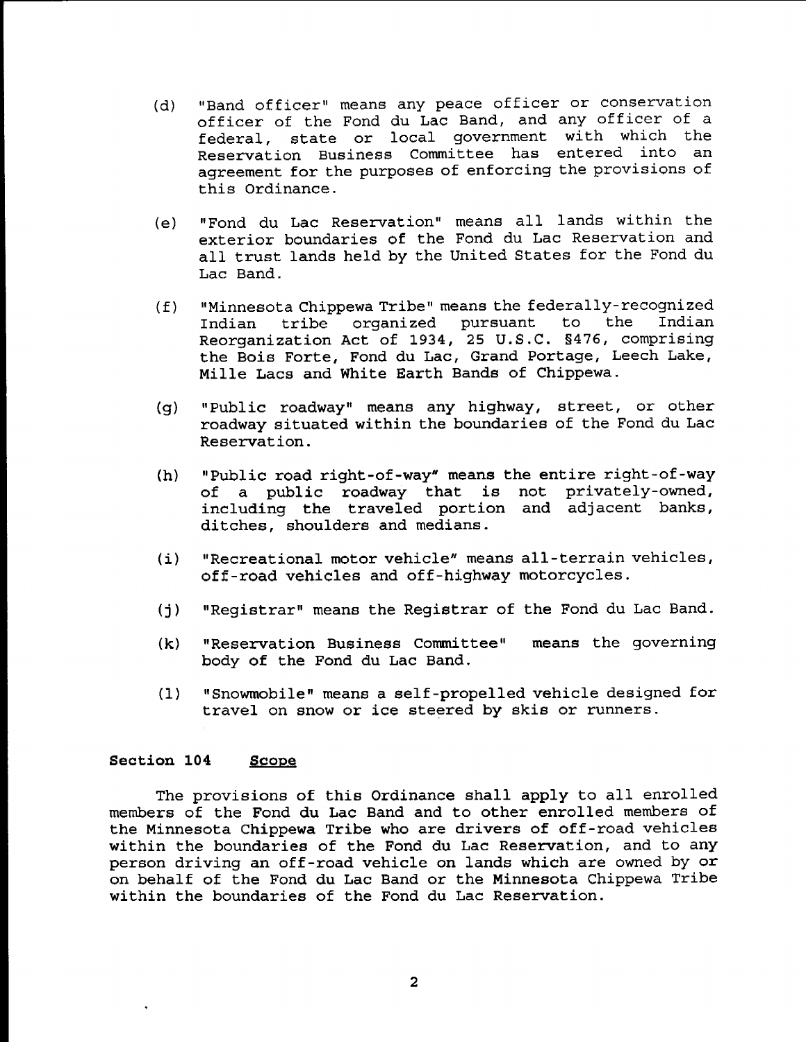(d) "Band officer" means any peace officer or conservation officer of the Fond du Lac Band, and any officer of a federal, state or local government with which the Reservation Business Committee has entered into an agreement for the purposes of enforcing the provisions of this Ordinance.

(e) "Fond du Lac Reservation" means all lands within the exterior boundaries of the Fond du Lac Reservation and all trust lands held by the United States for the Fond du Lac Band.

(f) "Minnesota Chippewa Tribe" means the federally-recognized Indian tribe organized pursuant to the Indian Reorganization Act of 1934, 25 U.S.C. §476, comprising the Bois Forte, Fond du Lac, Grand Portage, Leech Lake, Mille Lacs and White Earth Bands of Chippewa.

(g) "Public roadway" means any highway, street, or other roadway situated within the boundaries of the Fond du Lac Reservation.

(h) "Public road right-of-way" means the entire right-of-way of a public roadway that is not privately-owned, including the traveled portion and adjacent banks, ditches, shoulders and medians.

(i) "Recreational motor vehicle" means all-terrain vehicles, off-road vehicles and off-highway motorcycles.

(j) "Registrar" means the Registrar of the Fond du Lac Band.

(k) "Reservation Business Committee" means the governing body of the Fond du Lac Band.

(l) "Snowmobile" means a self-propelled vehicle designed for travel on snow or ice steered by skis or runners.

**Section 104 Scope**

The provisions of this Ordinance shall apply to all enrolled members of the Fond du Lac Band and to other enrolled members of the Minnesota Chippewa Tribe who are drivers of off-road vehicles within the boundaries of the Fond du Lac Reservation, and to any person driving an off-road vehicle on lands which are owned by or on behalf of the Fond du Lac Band or the Minnesota Chippewa Tribe within the boundaries of the Fond du Lac Reservation.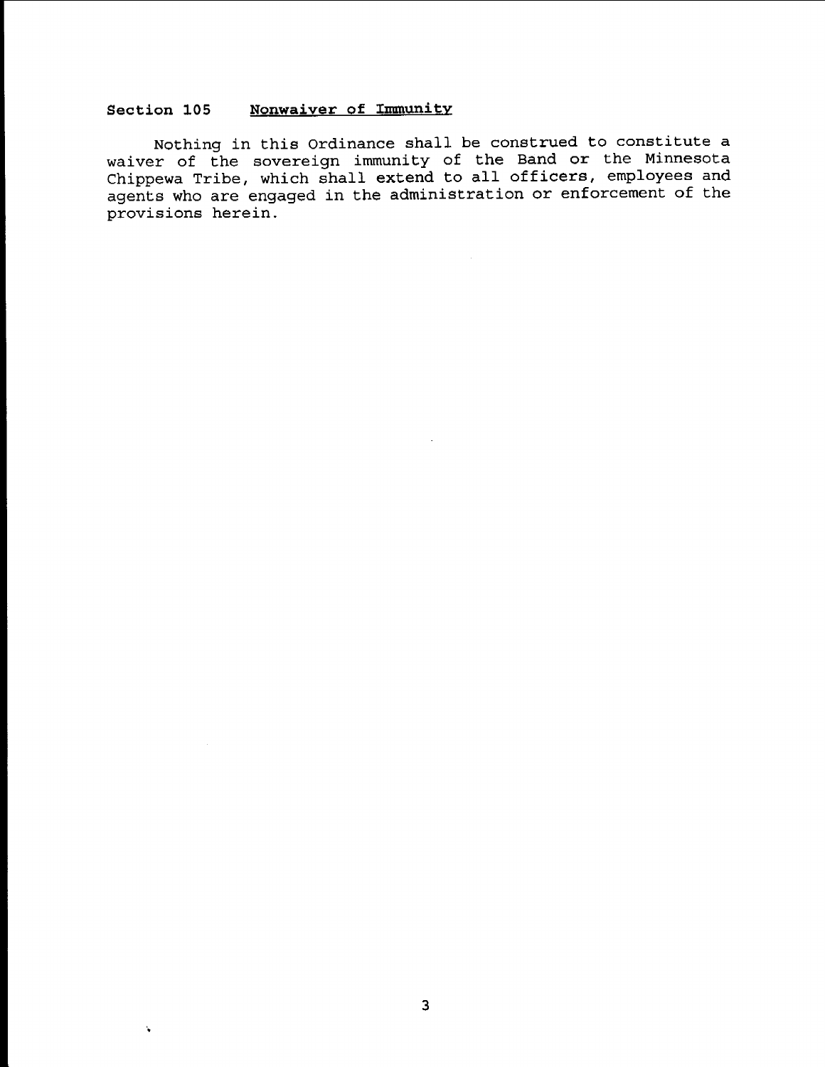### Section 105 Nonwaiver of Immunity

Nothing in this Ordinance shall be construed to constitute a waiver of the sovereign immunity of the Band or the Minnesota Chippewa Tribe, which shall extend to all officers, employees and agents who are engaged in the administration or enforcement of the provisions herein.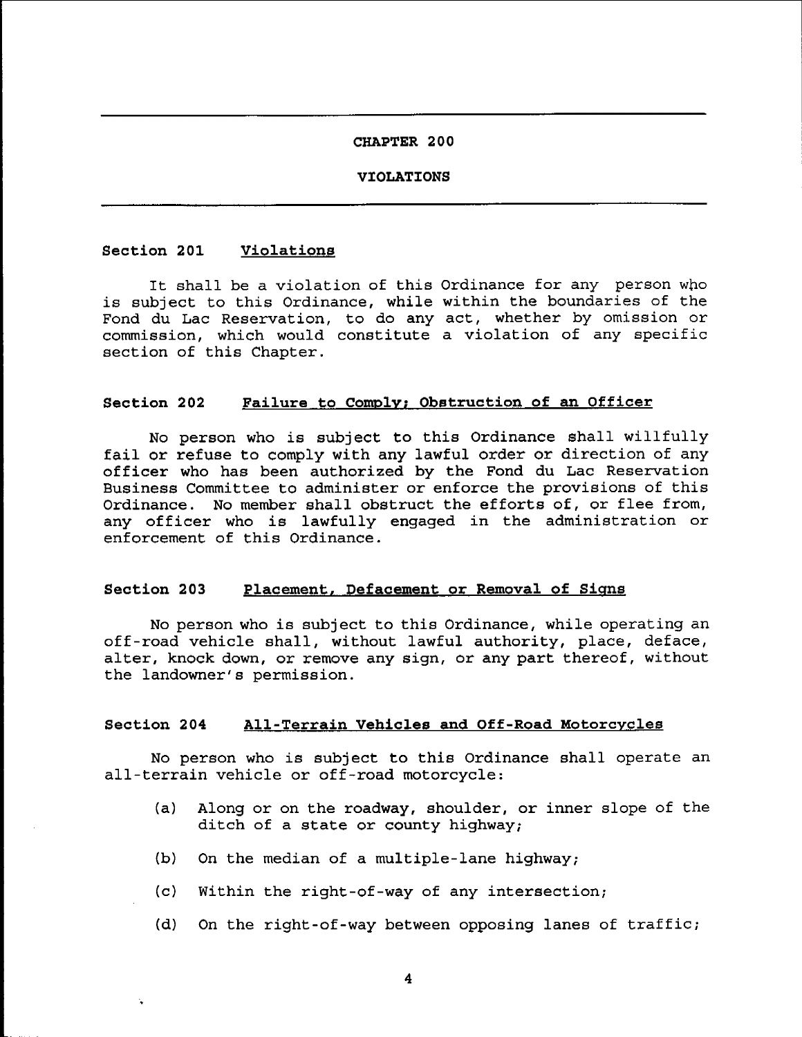# CHAPTER 200

## VIOLATIONS

### Section 201 Violations

It shall be a violation of this Ordinance for any person who is subject to this Ordinance, while within the boundaries of the Fond du Lac Reservation, to do any act, whether by omission or commission, which would constitute a violation of any specific section of this Chapter.

### Section 202 Failure to Comply; Obstruction of an Officer

No person who is subject to this Ordinance shall willfully fail or refuse to comply with any lawful order or direction of any officer who has been authorized by the Fond du Lac Reservation Business Committee to administer or enforce the provisions of this Ordinance. No member shall obstruct the efforts of, or flee from, any officer who is lawfully engaged in the administration or enforcement of this Ordinance.

### Section 203 Placement, Defacement or Removal of Signs

No person who is subject to this Ordinance, while operating an off-road vehicle shall, without lawful authority, place, deface, alter, knock down, or remove any sign, or any part thereof, without the landowner's permission.

### Section 204 All-Terrain Vehicles and Off-Road Motorcycles

No person who is subject to this Ordinance shall operate an all-terrain vehicle or off-road motorcycle:

(a) Along or on the roadway, shoulder, or inner slope of the ditch of a state or county highway;

(b) On the median of a multiple-lane highway;

(c) Within the right-of-way of any intersection;

(d) On the right-of-way between opposing lanes of traffic;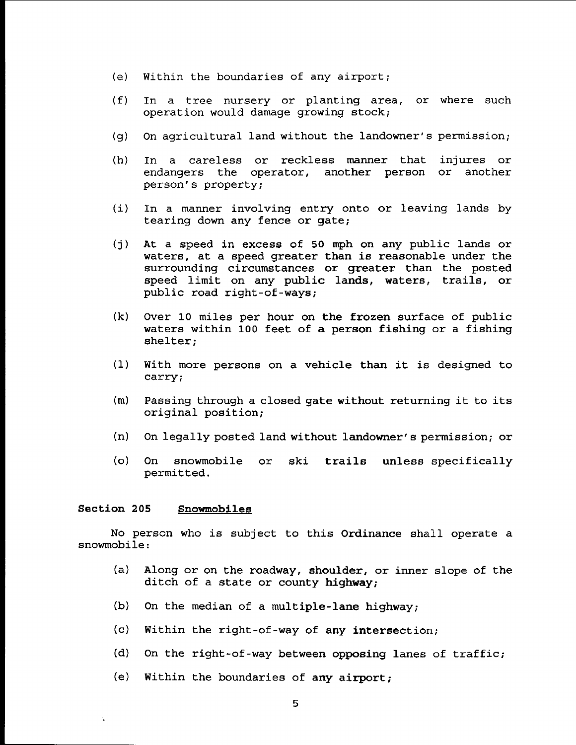(e) Within the boundaries of any airport;

(f) In a tree nursery or planting area, or where such operation would damage growing stock;

(g) On agricultural land without the landowner's permission;

(h) In a careless or reckless manner that injures or endangers the operator, another person or another person's property;

(i) In a manner involving entry onto or leaving lands by tearing down any fence or gate;

(j) At a speed in excess of 50 mph on any public lands or waters, at a speed greater than is reasonable under the surrounding circumstances or greater than the posted speed limit on any public lands, waters, trails, or public road right-of-ways;

(k) Over 10 miles per hour on the frozen surface of public waters within 100 feet of a person fishing or a fishing shelter;

(l) With more persons on a vehicle than it is designed to carry;

(m) Passing through a closed gate without returning it to its original position;

(n) On legally posted land without landowner's permission; or

(o) On snowmobile or ski trails unless specifically permitted.

**Section 205** **Snowmobiles**

No person who is subject to this Ordinance shall operate a snowmobile:

(a) Along or on the roadway, shoulder, or inner slope of the ditch of a state or county highway;

(b) On the median of a multiple-lane highway;

(c) Within the right-of-way of any intersection;

(d) On the right-of-way between opposing lanes of traffic;

(e) Within the boundaries of any airport;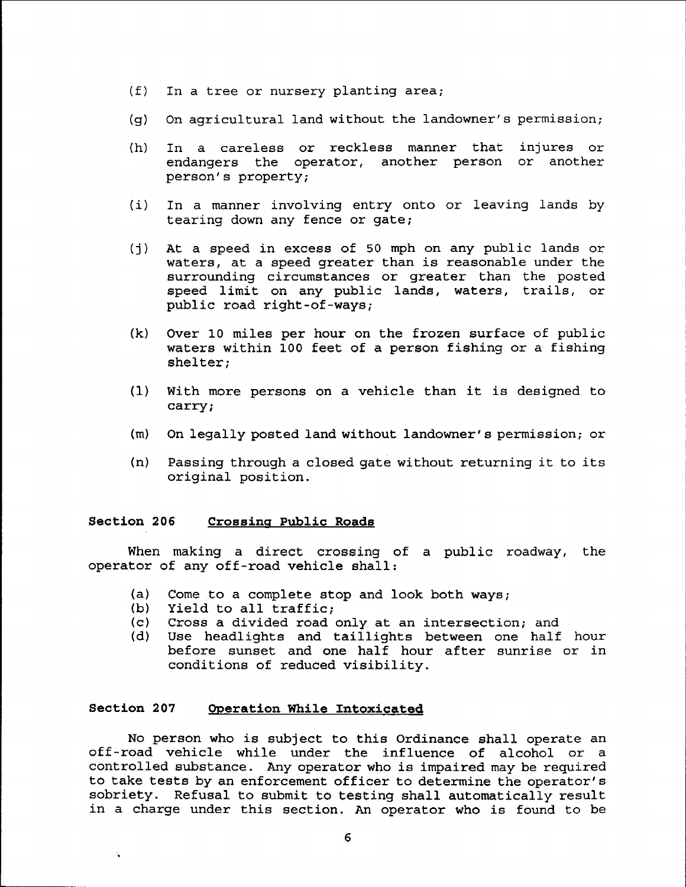(f) In a tree or nursery planting area;

(g) On agricultural land without the landowner's permission;

(h) In a careless or reckless manner that injures or endangers the operator, another person or another person's property;

(i) In a manner involving entry onto or leaving lands by tearing down any fence or gate;

(j) At a speed in excess of 50 mph on any public lands or waters, at a speed greater than is reasonable under the surrounding circumstances or greater than the posted speed limit on any public lands, waters, trails, or public road right-of-ways;

(k) Over 10 miles per hour on the frozen surface of public waters within 100 feet of a person fishing or a fishing shelter;

(l) With more persons on a vehicle than it is designed to carry;

(m) On legally posted land without landowner's permission; or

(n) Passing through a closed gate without returning it to its original position.

## Section 206 Crossing Public Roads

When making a direct crossing of a public roadway, the operator of any off-road vehicle shall:

(a) Come to a complete stop and look both ways;
(b) Yield to all traffic;
(c) Cross a divided road only at an intersection; and
(d) Use headlights and taillights between one half hour before sunset and one half hour after sunrise or in conditions of reduced visibility.

## Section 207 Operation While Intoxicated

No person who is subject to this Ordinance shall operate an off-road vehicle while under the influence of alcohol or a controlled substance. Any operator who is impaired may be required to take tests by an enforcement officer to determine the operator's sobriety. Refusal to submit to testing shall automatically result in a charge under this section. An operator who is found to be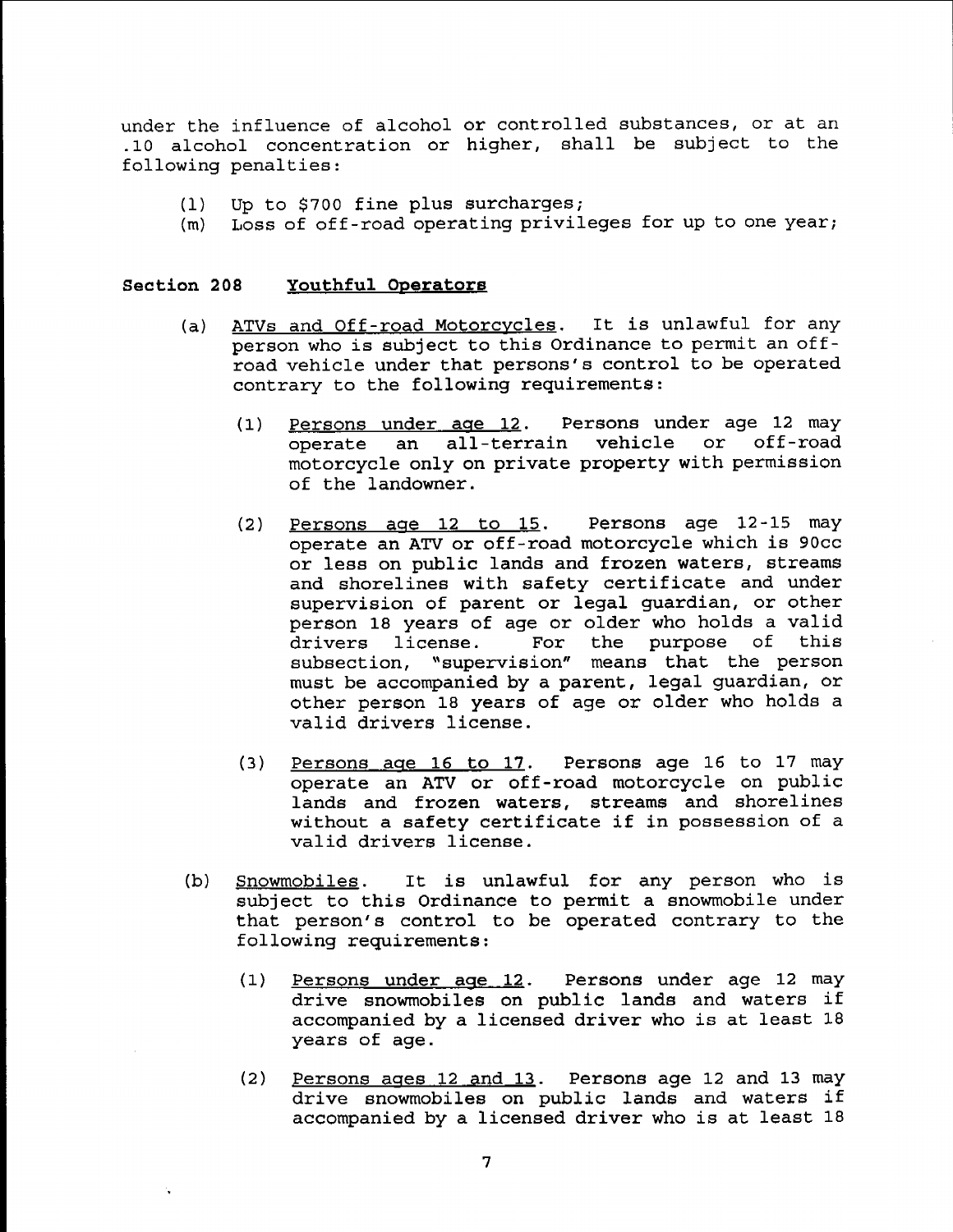under the influence of alcohol or controlled substances, or at an .10 alcohol concentration or higher, shall be subject to the following penalties:

(l) Up to $700 fine plus surcharges;
(m) Loss of off-road operating privileges for up to one year;

**Section 208 Youthful Operators**

(a) ATVs and Off-road Motorcycles. It is unlawful for any person who is subject to this Ordinance to permit an off-road vehicle under that persons's control to be operated contrary to the following requirements:

(1) Persons under age 12. Persons under age 12 may operate an all-terrain vehicle or off-road motorcycle only on private property with permission of the landowner.

(2) Persons age 12 to 15. Persons age 12-15 may operate an ATV or off-road motorcycle which is 90cc or less on public lands and frozen waters, streams and shorelines with safety certificate and under supervision of parent or legal guardian, or other person 18 years of age or older who holds a valid drivers license. For the purpose of this subsection, "supervision" means that the person must be accompanied by a parent, legal guardian, or other person 18 years of age or older who holds a valid drivers license.

(3) Persons age 16 to 17. Persons age 16 to 17 may operate an ATV or off-road motorcycle on public lands and frozen waters, streams and shorelines without a safety certificate if in possession of a valid drivers license.

(b) Snowmobiles. It is unlawful for any person who is subject to this Ordinance to permit a snowmobile under that person's control to be operated contrary to the following requirements:

(1) Persons under age 12. Persons under age 12 may drive snowmobiles on public lands and waters if accompanied by a licensed driver who is at least 18 years of age.

(2) Persons ages 12 and 13. Persons age 12 and 13 may drive snowmobiles on public lands and waters if accompanied by a licensed driver who is at least 18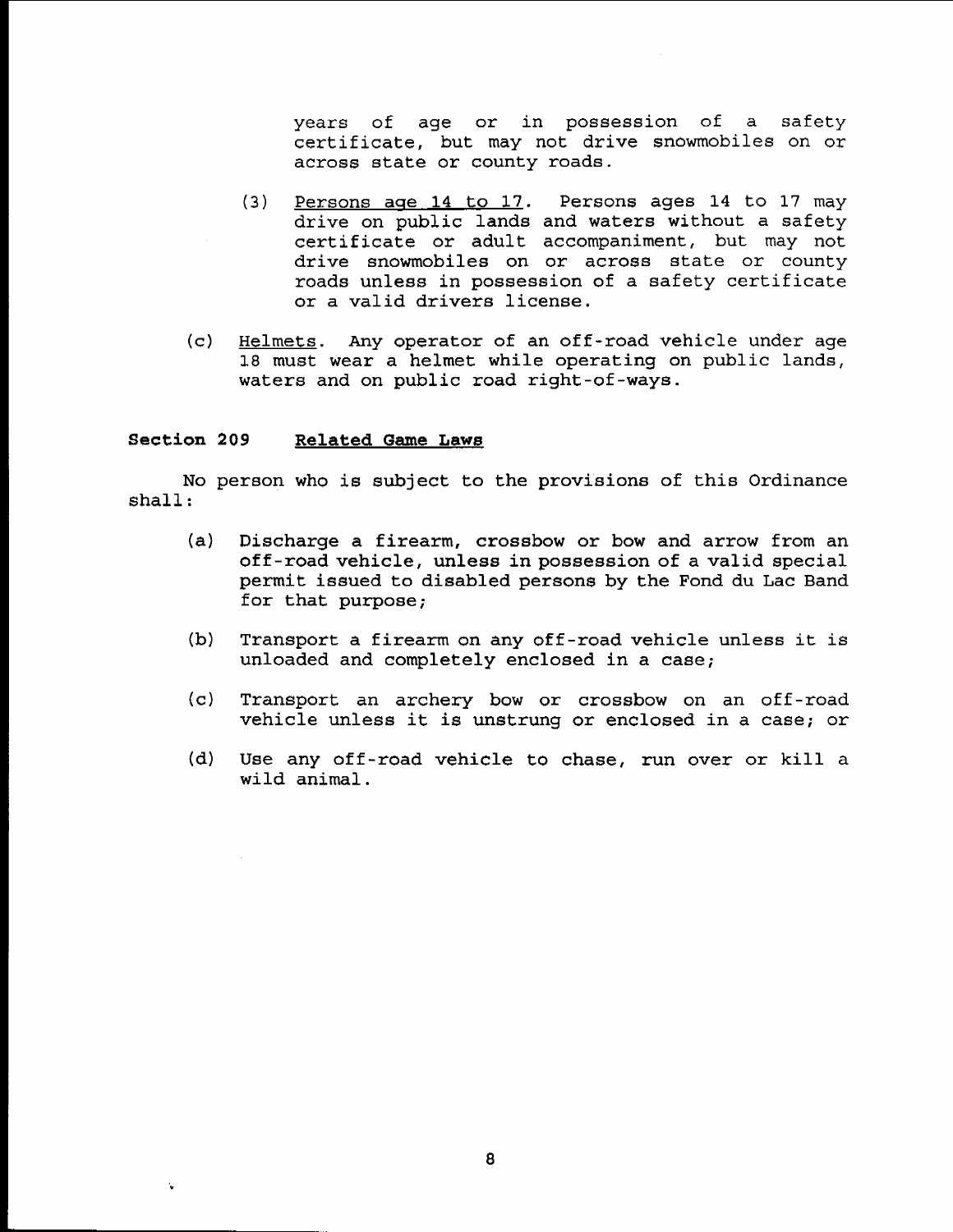years of age or in possession of a safety certificate, but may not drive snowmobiles on or across state or county roads.

(3) Persons age 14 to 17. Persons ages 14 to 17 may drive on public lands and waters without a safety certificate or adult accompaniment, but may not drive snowmobiles on or across state or county roads unless in possession of a safety certificate or a valid drivers license.

(c) Helmets. Any operator of an off-road vehicle under age 18 must wear a helmet while operating on public lands, waters and on public road right-of-ways.

**Section 209 Related Game Laws**

No person who is subject to the provisions of this Ordinance shall:

(a) Discharge a firearm, crossbow or bow and arrow from an off-road vehicle, unless in possession of a valid special permit issued to disabled persons by the Fond du Lac Band for that purpose;

(b) Transport a firearm on any off-road vehicle unless it is unloaded and completely enclosed in a case;

(c) Transport an archery bow or crossbow on an off-road vehicle unless it is unstrung or enclosed in a case; or

(d) Use any off-road vehicle to chase, run over or kill a wild animal.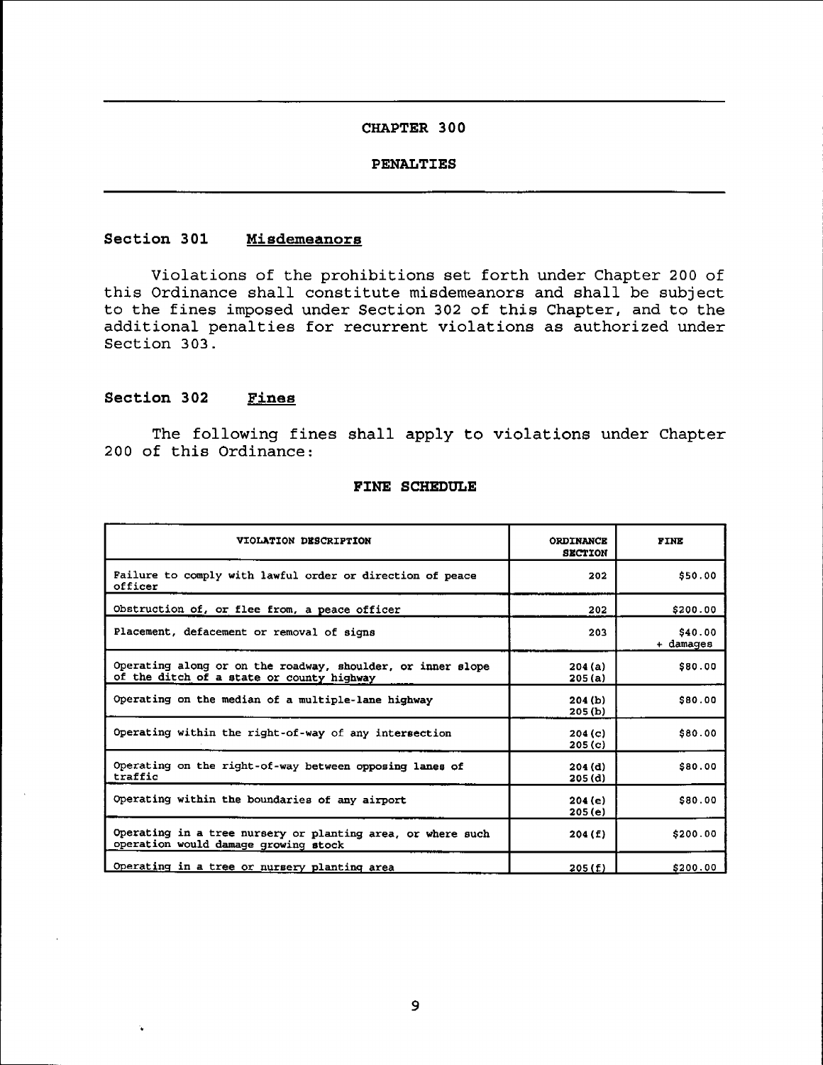# CHAPTER 300

## PENALTIES

### Section 301 Misdemeanors

Violations of the prohibitions set forth under Chapter 200 of this Ordinance shall constitute misdemeanors and shall be subject to the fines imposed under Section 302 of this Chapter, and to the additional penalties for recurrent violations as authorized under Section 303.

### Section 302 Fines

The following fines shall apply to violations under Chapter 200 of this Ordinance:

**FINE SCHEDULE**

| VIOLATION DESCRIPTION | ORDINANCE SECTION | FINE |
|---|---|---|
| Failure to comply with lawful order or direction of peace officer | 202 | $50.00 |
| Obstruction of, or flee from, a peace officer | 202 | $200.00 |
| Placement, defacement or removal of signs | 203 | $40.00 + damages |
| Operating along or on the roadway, shoulder, or inner slope of the ditch of a state or county highway | 204(a) 205(a) | $80.00 |
| Operating on the median of a multiple-lane highway | 204(b) 205(b) | $80.00 |
| Operating within the right-of-way of any intersection | 204(c) 205(c) | $80.00 |
| Operating on the right-of-way between opposing lanes of traffic | 204(d) 205(d) | $80.00 |
| Operating within the boundaries of any airport | 204(e) 205(e) | $80.00 |
| Operating in a tree nursery or planting area, or where such operation would damage growing stock | 204(f) | $200.00 |
| Operating in a tree or nursery planting area | 205(f) | $200.00 |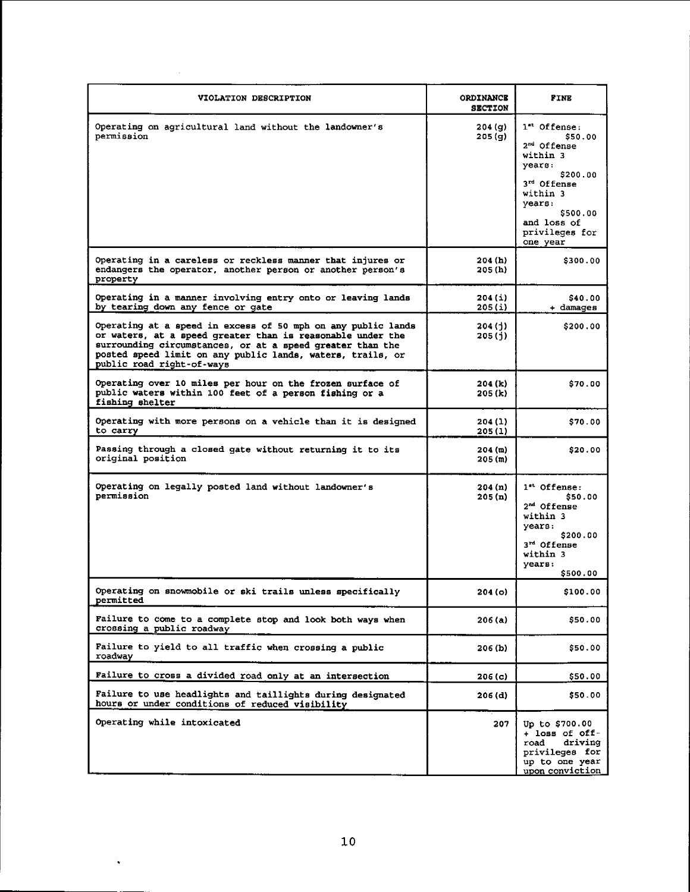| VIOLATION DESCRIPTION | ORDINANCE SECTION | FINE |
| --- | --- | --- |
| Operating on agricultural land without the landowner's permission | 204(g) 205(g) | 1st Offense: $50.00 2nd Offense within 3 years: $200.00 3rd Offense within 3 years: $500.00 and loss of privileges for one year |
| Operating in a careless or reckless manner that injures or endangers the operator, another person or another person's property | 204(h) 205(h) | $300.00 |
| Operating in a manner involving entry onto or leaving lands by tearing down any fence or gate | 204(i) 205(i) | $40.00 + damages |
| Operating at a speed in excess of 50 mph on any public lands or waters, at a speed greater than is reasonable under the surrounding circumstances, or at a speed greater than the posted speed limit on any public lands, waters, trails, or public road right-of-ways | 204(j) 205(j) | $200.00 |
| Operating over 10 miles per hour on the frozen surface of public waters within 100 feet of a person fishing or a fishing shelter | 204(k) 205(k) | $70.00 |
| Operating with more persons on a vehicle than it is designed to carry | 204(l) 205(l) | $70.00 |
| Passing through a closed gate without returning it to its original position | 204(m) 205(m) | $20.00 |
| Operating on legally posted land without landowner's permission | 204(n) 205(n) | 1st Offense: $50.00 2nd Offense within 3 years: $200.00 3rd Offense within 3 years: $500.00 |
| Operating on snowmobile or ski trails unless specifically permitted | 204(o) | $100.00 |
| Failure to come to a complete stop and look both ways when crossing a public roadway | 206(a) | $50.00 |
| Failure to yield to all traffic when crossing a public roadway | 206(b) | $50.00 |
| Failure to cross a divided road only at an intersection | 206(c) | $50.00 |
| Failure to use headlights and taillights during designated hours or under conditions of reduced visibility | 206(d) | $50.00 |
| Operating while intoxicated | 207 | Up to $700.00 + loss of off-road driving privileges for up to one year upon conviction |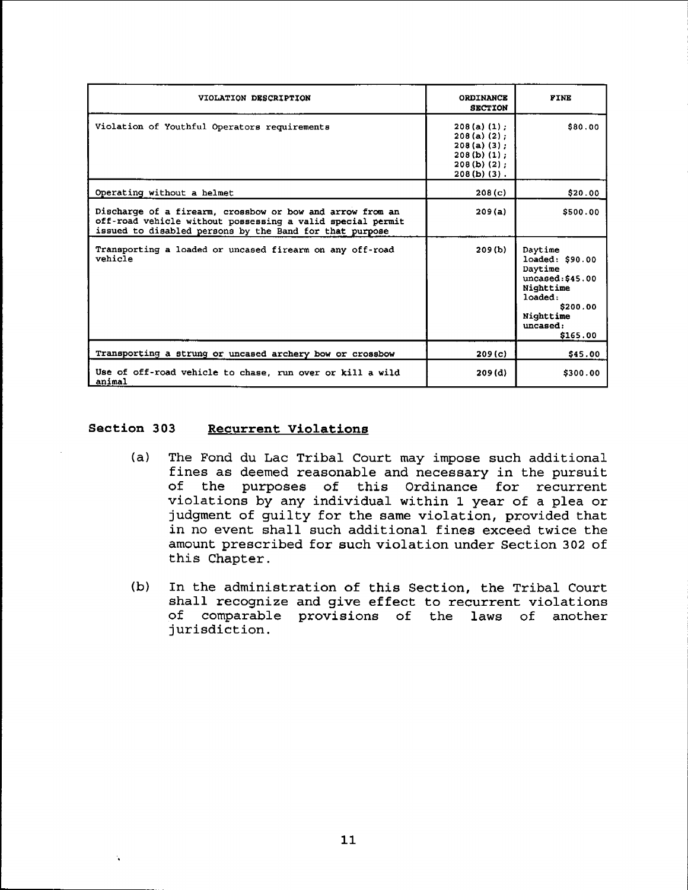| VIOLATION DESCRIPTION | ORDINANCE SECTION | FINE |
| --- | --- | --- |
| Violation of Youthful Operators requirements | 208(a)(1); 208(a)(2); 208(a)(3); 208(b)(1); 208(b)(2); 208(b)(3). | $80.00 |
| Operating without a helmet | 208(c) | $20.00 |
| Discharge of a firearm, crossbow or bow and arrow from an off-road vehicle without possessing a valid special permit issued to disabled persons by the Band for that purpose | 209(a) | $500.00 |
| Transporting a loaded or uncased firearm on any off-road vehicle | 209(b) | Daytime loaded: $90.00 Daytime uncased: $45.00 Nighttime loaded: $200.00 Nighttime uncased: $165.00 |
| Transporting a strung or uncased archery bow or crossbow | 209(c) | $45.00 |
| Use of off-road vehicle to chase, run over or kill a wild animal | 209(d) | $300.00 |

## Section 303 Recurrent Violations

(a) The Fond du Lac Tribal Court may impose such additional fines as deemed reasonable and necessary in the pursuit of the purposes of this Ordinance for recurrent violations by any individual within 1 year of a plea or judgment of guilty for the same violation, provided that in no event shall such additional fines exceed twice the amount prescribed for such violation under Section 302 of this Chapter.

(b) In the administration of this Section, the Tribal Court shall recognize and give effect to recurrent violations of comparable provisions of the laws of another jurisdiction.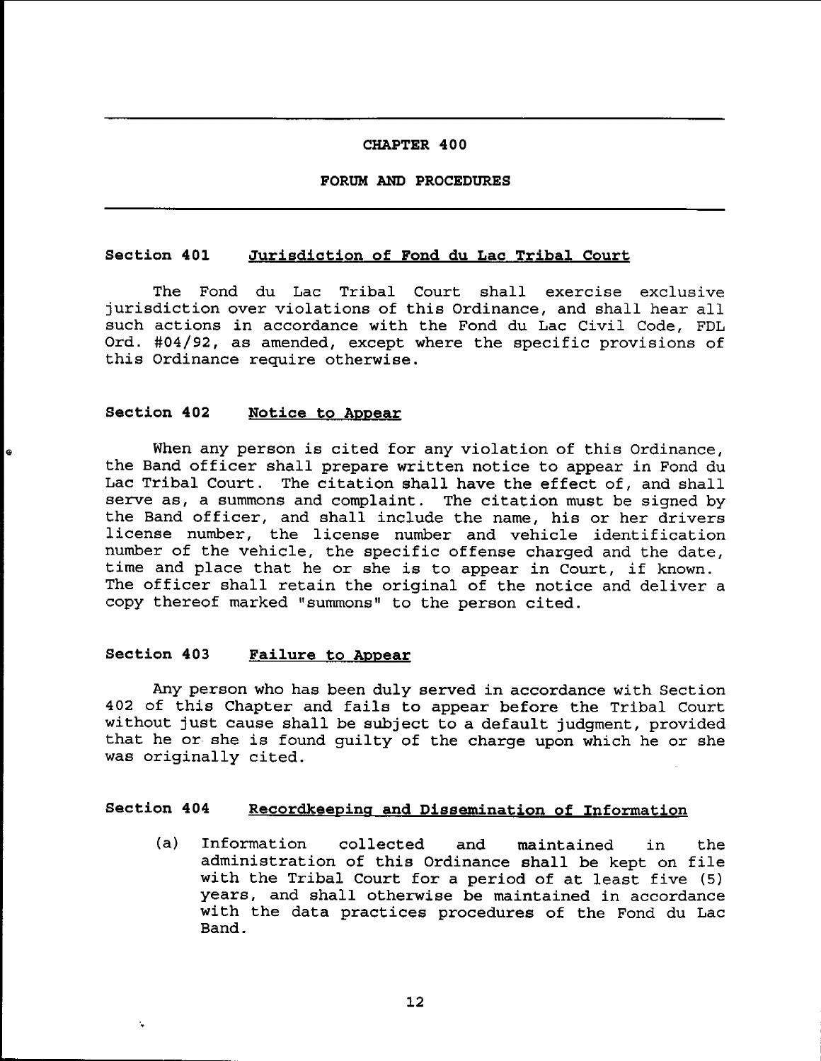# CHAPTER 400

## FORUM AND PROCEDURES

### Section 401 Jurisdiction of Fond du Lac Tribal Court

The Fond du Lac Tribal Court shall exercise exclusive jurisdiction over violations of this Ordinance, and shall hear all such actions in accordance with the Fond du Lac Civil Code, FDL Ord. #04/92, as amended, except where the specific provisions of this Ordinance require otherwise.

### Section 402 Notice to Appear

When any person is cited for any violation of this Ordinance, the Band officer shall prepare written notice to appear in Fond du Lac Tribal Court. The citation shall have the effect of, and shall serve as, a summons and complaint. The citation must be signed by the Band officer, and shall include the name, his or her drivers license number, the license number and vehicle identification number of the vehicle, the specific offense charged and the date, time and place that he or she is to appear in Court, if known. The officer shall retain the original of the notice and deliver a copy thereof marked "summons" to the person cited.

### Section 403 Failure to Appear

Any person who has been duly served in accordance with Section 402 of this Chapter and fails to appear before the Tribal Court without just cause shall be subject to a default judgment, provided that he or she is found guilty of the charge upon which he or she was originally cited.

### Section 404 Recordkeeping and Dissemination of Information

(a) Information collected and maintained in the administration of this Ordinance shall be kept on file with the Tribal Court for a period of at least five (5) years, and shall otherwise be maintained in accordance with the data practices procedures of the Fond du Lac Band.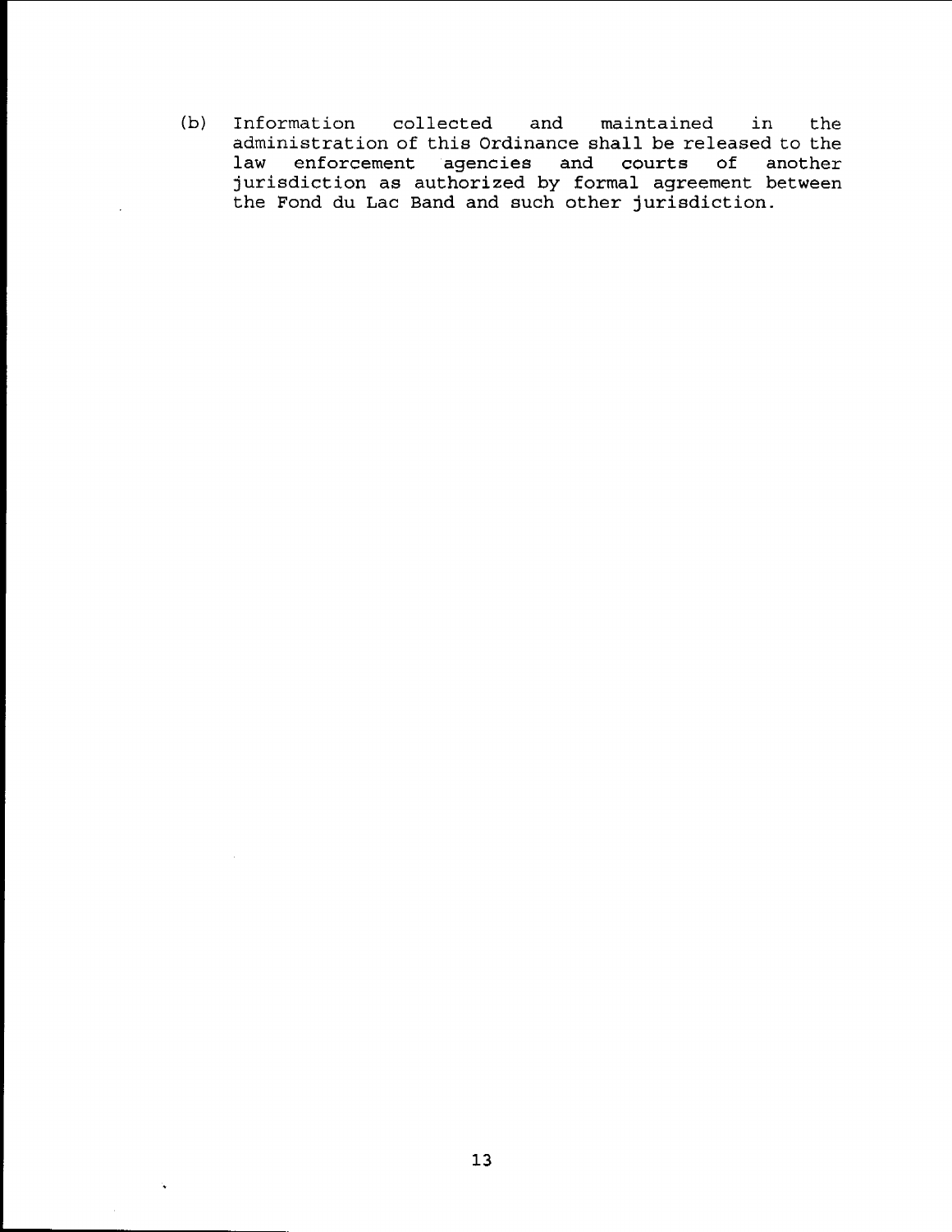(b) Information collected and maintained in the administration of this Ordinance shall be released to the law enforcement agencies and courts of another jurisdiction as authorized by formal agreement between the Fond du Lac Band and such other jurisdiction.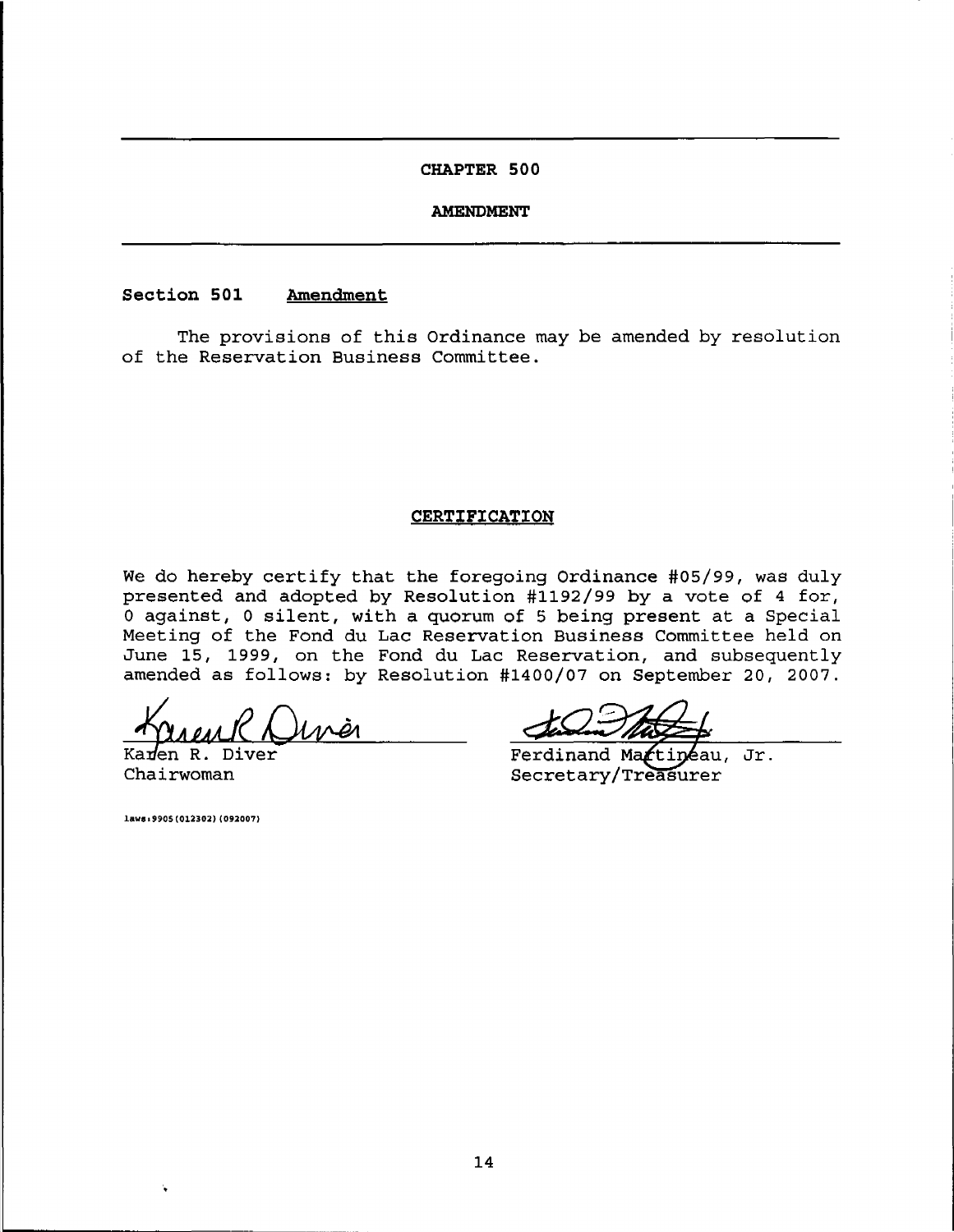# CHAPTER 500

## AMENDMENT

### Section 501 Amendment

The provisions of this Ordinance may be amended by resolution of the Reservation Business Committee.

## CERTIFICATION

We do hereby certify that the foregoing Ordinance #05/99, was duly presented and adopted by Resolution #1192/99 by a vote of 4 for, 0 against, 0 silent, with a quorum of 5 being present at a Special Meeting of the Fond du Lac Reservation Business Committee held on June 15, 1999, on the Fond du Lac Reservation, and subsequently amended as follows: by Resolution #1400/07 on September 20, 2007.

Karen R. Diver
Chairwoman

Ferdinand Martineau, Jr.
Secretary/Treasurer

laws:9905(012302)(092007)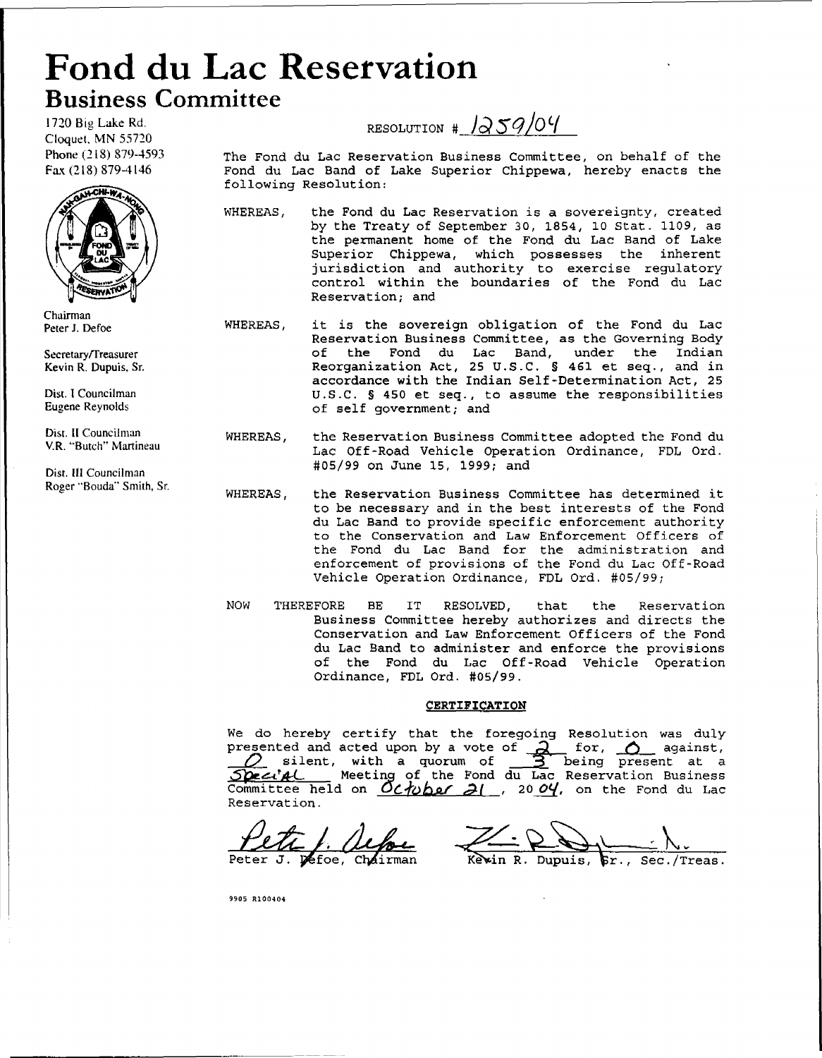# Fond du Lac Reservation

## Business Committee

1720 Big Lake Rd.
Cloquet, MN 55720
Phone (218) 879-4593
Fax (218) 879-4146

Chairman
Peter J. Defoe

Secretary/Treasurer
Kevin R. Dupuis, Sr.

Dist. I Councilman
Eugene Reynolds

Dist. II Councilman
V.R. "Butch" Martineau

Dist. III Councilman
Roger "Bouda" Smith, Sr.

RESOLUTION # 1259/04

The Fond du Lac Reservation Business Committee, on behalf of the Fond du Lac Band of Lake Superior Chippewa, hereby enacts the following Resolution:

WHEREAS, the Fond du Lac Reservation is a sovereignty, created by the Treaty of September 30, 1854, 10 Stat. 1109, as the permanent home of the Fond du Lac Band of Lake Superior Chippewa, which possesses the inherent jurisdiction and authority to exercise regulatory control within the boundaries of the Fond du Lac Reservation; and

WHEREAS, it is the sovereign obligation of the Fond du Lac Reservation Business Committee, as the Governing Body of the Fond du Lac Band, under the Indian Reorganization Act, 25 U.S.C. § 461 et seq., and in accordance with the Indian Self-Determination Act, 25 U.S.C. § 450 et seq., to assume the responsibilities of self government; and

WHEREAS, the Reservation Business Committee adopted the Fond du Lac Off-Road Vehicle Operation Ordinance, FDL Ord. #05/99 on June 15, 1999; and

WHEREAS, the Reservation Business Committee has determined it to be necessary and in the best interests of the Fond du Lac Band to provide specific enforcement authority to the Conservation and Law Enforcement Officers of the Fond du Lac Band for the administration and enforcement of provisions of the Fond du Lac Off-Road Vehicle Operation Ordinance, FDL Ord. #05/99;

NOW THEREFORE BE IT RESOLVED, that the Reservation Business Committee hereby authorizes and directs the Conservation and Law Enforcement Officers of the Fond du Lac Band to administer and enforce the provisions of the Fond du Lac Off-Road Vehicle Operation Ordinance, FDL Ord. #05/99.

**CERTIFICATION**

We do hereby certify that the foregoing Resolution was duly presented and acted upon by a vote of 2 for, 0 against, 0 silent, with a quorum of 3 being present at a Special Meeting of the Fond du Lac Reservation Business Committee held on October 21, 2004, on the Fond du Lac Reservation.

Peter J. Defoe, Chairman

Kevin R. Dupuis, Sr., Sec./Treas.

9905 R100404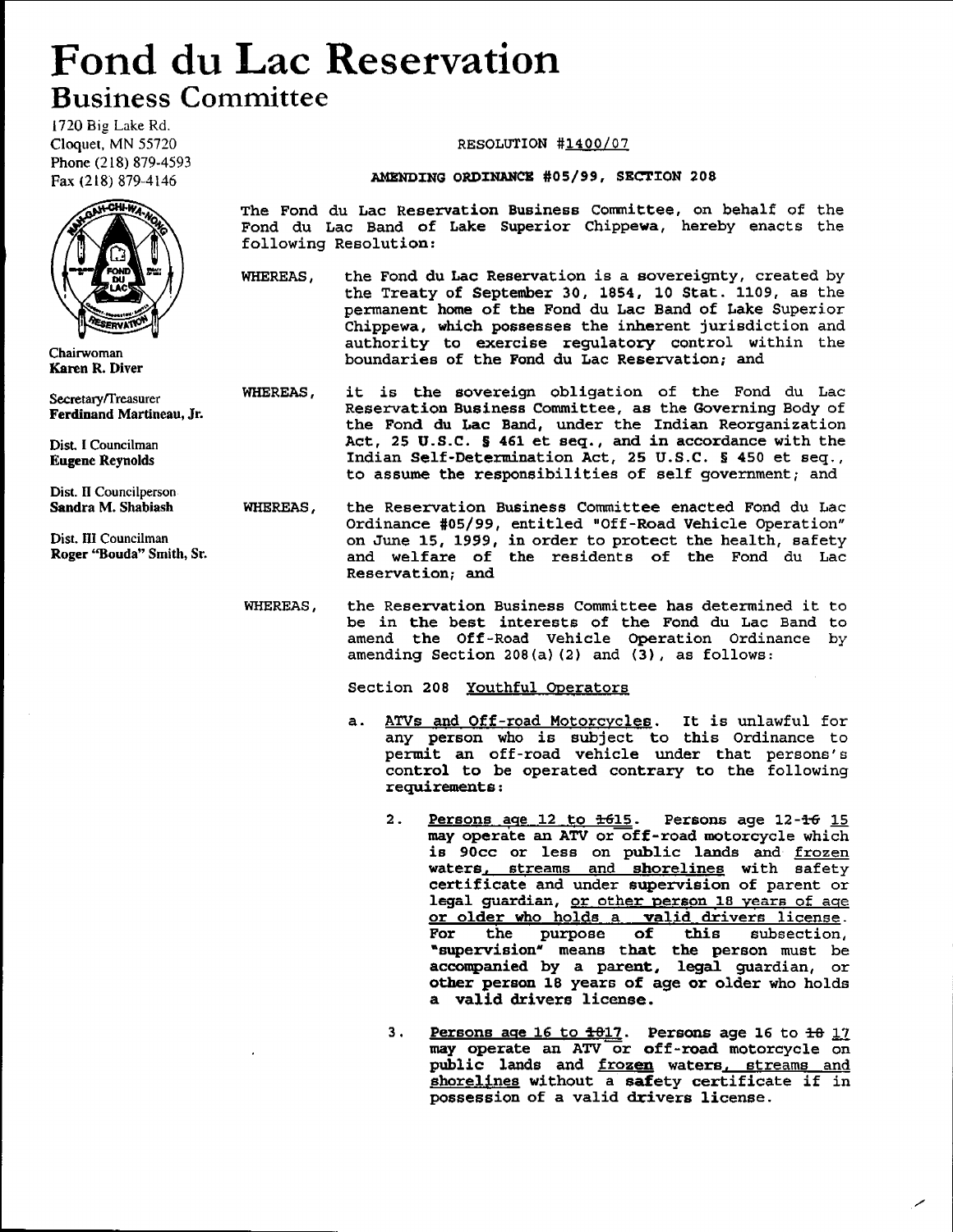# Fond du Lac Reservation

## Business Committee

1720 Big Lake Rd.
Cloquet, MN 55720
Phone (218) 879-4593
Fax (218) 879-4146

Chairwoman
**Karen R. Diver**

Secretary/Treasurer
**Ferdinand Martineau, Jr.**

Dist. I Councilman
**Eugene Reynolds**

Dist. II Councilperson
**Sandra M. Shabiash**

Dist. III Councilman
**Roger "Bouda" Smith, Sr.**

RESOLUTION #1400/07

**AMENDING ORDINANCE #05/99, SECTION 208**

The Fond du Lac Reservation Business Committee, on behalf of the Fond du Lac Band of Lake Superior Chippewa, hereby enacts the following Resolution:

WHEREAS, the Fond du Lac Reservation is a sovereignty, created by the Treaty of September 30, 1854, 10 Stat. 1109, as the permanent home of the Fond du Lac Band of Lake Superior Chippewa, which possesses the inherent jurisdiction and authority to exercise regulatory control within the boundaries of the Fond du Lac Reservation; and

WHEREAS, it is the sovereign obligation of the Fond du Lac Reservation Business Committee, as the Governing Body of the Fond du Lac Band, under the Indian Reorganization Act, 25 U.S.C. § 461 et seq., and in accordance with the Indian Self-Determination Act, 25 U.S.C. § 450 et seq., to assume the responsibilities of self government; and

WHEREAS, the Reservation Business Committee enacted Fond du Lac Ordinance #05/99, entitled "Off-Road Vehicle Operation" on June 15, 1999, in order to protect the health, safety and welfare of the residents of the Fond du Lac Reservation; and

WHEREAS, the Reservation Business Committee has determined it to be in the best interests of the Fond du Lac Band to amend the Off-Road Vehicle Operation Ordinance by amending Section 208(a)(2) and (3), as follows:

Section 208 Youthful Operators

a. ATVs and Off-road Motorcycles. It is unlawful for any person who is subject to this Ordinance to permit an off-road vehicle under that persons's control to be operated contrary to the following requirements:

2. Persons age 12 to ~~16~~15. Persons age 12-~~16~~ 15 may operate an ATV or off-road motorcycle which is 90cc or less on public lands and frozen waters, streams and shorelines with safety certificate and under supervision of parent or legal guardian, or other person 18 years of age or older who holds a valid drivers license. For the purpose of this subsection, "supervision" means that the person must be accompanied by a parent, legal guardian, or other person 18 years of age or older who holds a valid drivers license.

3. Persons age 16 to ~~18~~17. Persons age 16 to ~~18~~ 17 may operate an ATV or off-road motorcycle on public lands and frozen waters, streams and shorelines without a safety certificate if in possession of a valid drivers license.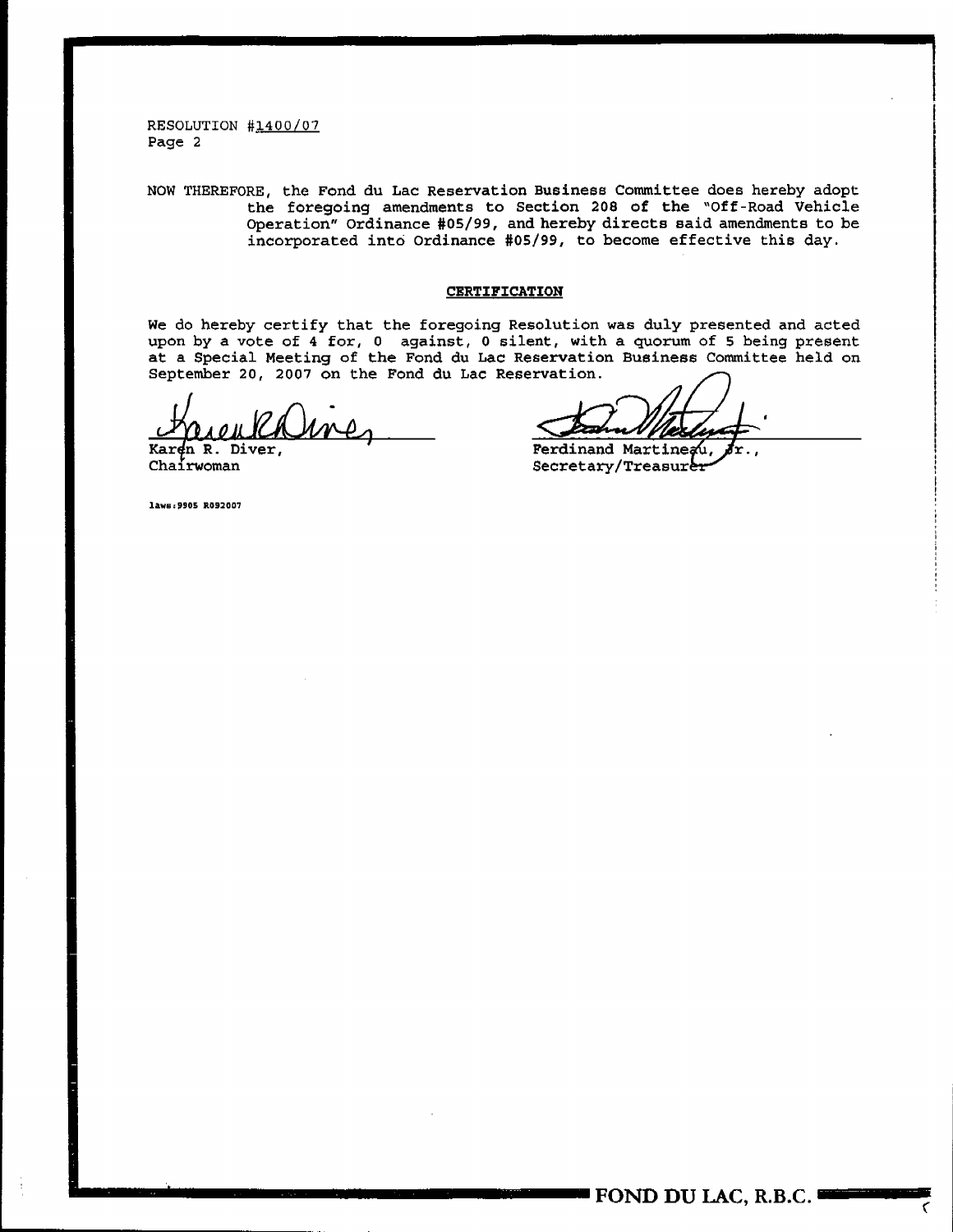RESOLUTION #1400/07
Page 2

NOW THEREFORE, the Fond du Lac Reservation Business Committee does hereby adopt the foregoing amendments to Section 208 of the "Off-Road Vehicle Operation" Ordinance #05/99, and hereby directs said amendments to be incorporated into Ordinance #05/99, to become effective this day.

**CERTIFICATION**

We do hereby certify that the foregoing Resolution was duly presented and acted upon by a vote of 4 for, 0 against, 0 silent, with a quorum of 5 being present at a Special Meeting of the Fond du Lac Reservation Business Committee held on September 20, 2007 on the Fond du Lac Reservation.

Karen R. Diver,
Chairwoman

Ferdinand Martineau, Jr.,
Secretary/Treasurer

laws:9905 R092007